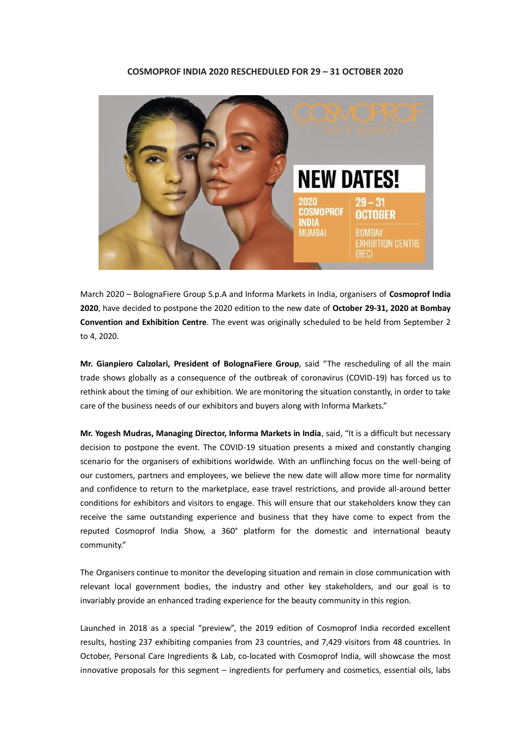**COSMOPROF INDIA 2020 RESCHEDULED FOR 29 – 31 OCTOBER 2020**

March 2020 – BolognaFiere Group S.p.A and Informa Markets in India, organisers of **Cosmoprof India 2020**, have decided to postpone the 2020 edition to the new date of **October 29-31, 2020 at Bombay Convention and Exhibition Centre**. The event was originally scheduled to be held from September 2 to 4, 2020.

**Mr. Gianpiero Calzolari, President of BolognaFiere Group**, said "The rescheduling of all the main trade shows globally as a consequence of the outbreak of coronavirus (COVID-19) has forced us to rethink about the timing of our exhibition. We are monitoring the situation constantly, in order to take care of the business needs of our exhibitors and buyers along with Informa Markets."

**Mr. Yogesh Mudras, Managing Director, Informa Markets in India**, said, "It is a difficult but necessary decision to postpone the event. The COVID-19 situation presents a mixed and constantly changing scenario for the organisers of exhibitions worldwide. With an unflinching focus on the well-being of our customers, partners and employees, we believe the new date will allow more time for normality and confidence to return to the marketplace, ease travel restrictions, and provide all-around better conditions for exhibitors and visitors to engage. This will ensure that our stakeholders know they can receive the same outstanding experience and business that they have come to expect from the reputed Cosmoprof India Show, a 360° platform for the domestic and international beauty community."

The Organisers continue to monitor the developing situation and remain in close communication with relevant local government bodies, the industry and other key stakeholders, and our goal is to invariably provide an enhanced trading experience for the beauty community in this region.

Launched in 2018 as a special "preview", the 2019 edition of Cosmoprof India recorded excellent results, hosting 237 exhibiting companies from 23 countries, and 7,429 visitors from 48 countries. In October, Personal Care Ingredients & Lab, co-located with Cosmoprof India, will showcase the most innovative proposals for this segment – ingredients for perfumery and cosmetics, essential oils, labs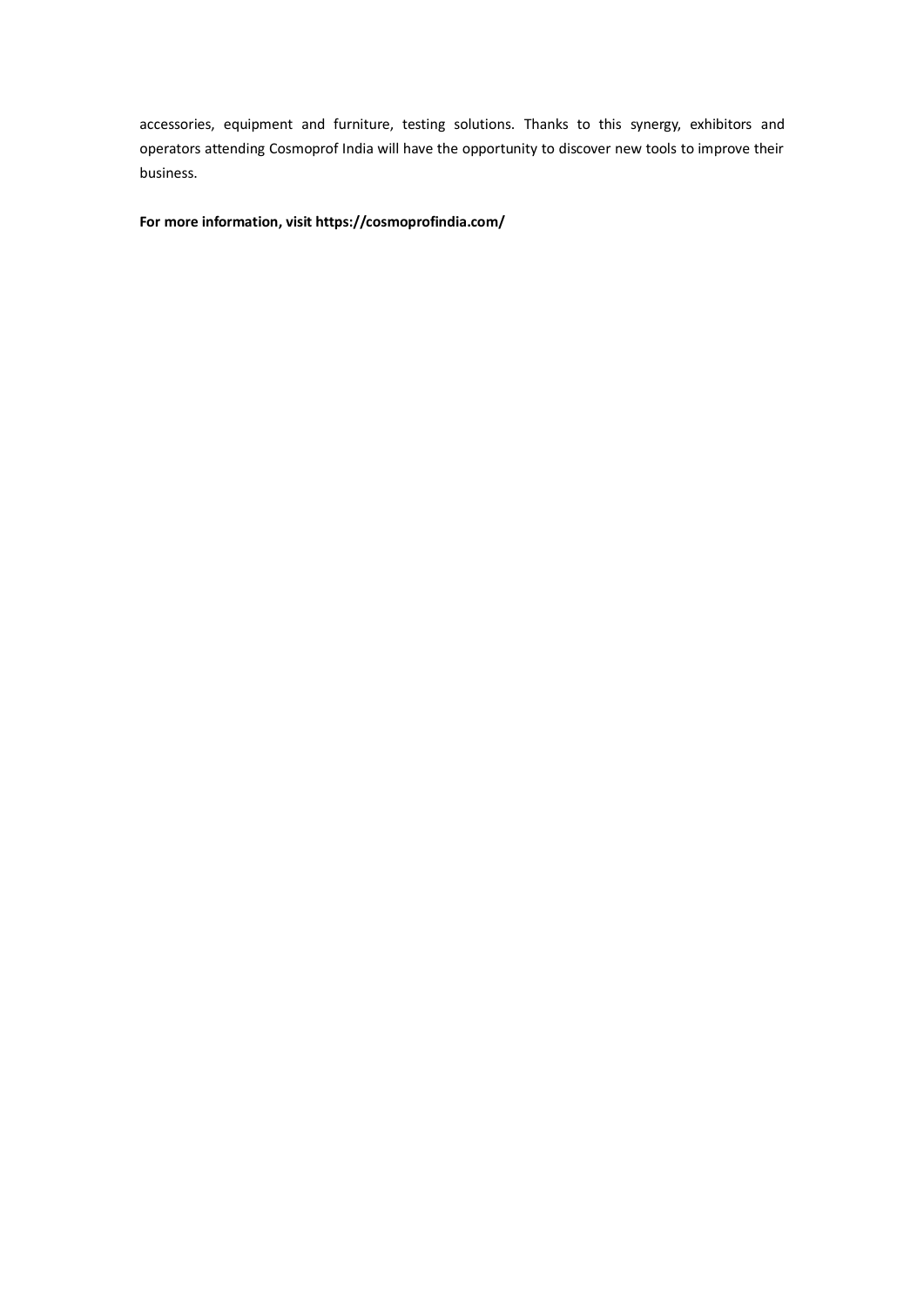accessories, equipment and furniture, testing solutions. Thanks to this synergy, exhibitors and operators attending Cosmoprof India will have the opportunity to discover new tools to improve their business.

**For more information, visit https://cosmoprofindia.com/**